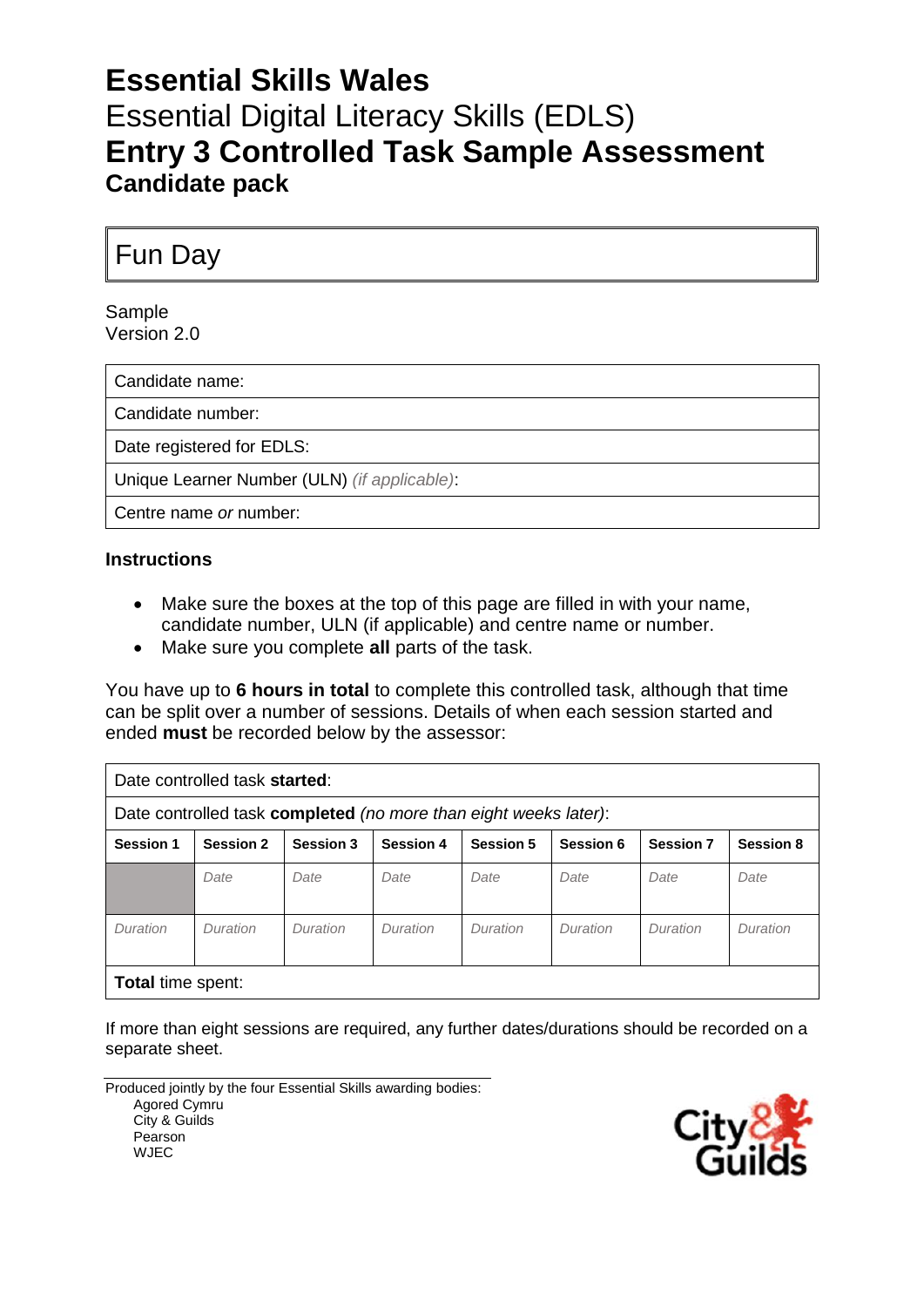# Essential Skills Wales

Essential Digital Literacy Skills (EDLS)

## Entry 3 Controlled Task Sample Assessment

### Candidate pack

| Fun Day |
|---|

Sample
Version 2.0

| Candidate name: |
|---|
| Candidate number: |
| Date registered for EDLS: |
| Unique Learner Number (ULN) *(if applicable)*: |
| Centre name *or* number: |

**Instructions**

- Make sure the boxes at the top of this page are filled in with your name, candidate number, ULN (if applicable) and centre name or number.
- Make sure you complete **all** parts of the task.

You have up to **6 hours in total** to complete this controlled task, although that time can be split over a number of sessions. Details of when each session started and ended **must** be recorded below by the assessor:

| Date controlled task **started**: | | | | | | | |
|---|---|---|---|---|---|---|---|
| Date controlled task **completed** *(no more than eight weeks later)*: | | | | | | | |
| **Session 1** | **Session 2** | **Session 3** | **Session 4** | **Session 5** | **Session 6** | **Session 7** | **Session 8** |
| | *Date* | *Date* | *Date* | *Date* | *Date* | *Date* | *Date* |
| *Duration* | *Duration* | *Duration* | *Duration* | *Duration* | *Duration* | *Duration* | *Duration* |
| **Total** time spent: | | | | | | | |

If more than eight sessions are required, any further dates/durations should be recorded on a separate sheet.

Produced jointly by the four Essential Skills awarding bodies:
- Agored Cymru
- City & Guilds
- Pearson
- WJEC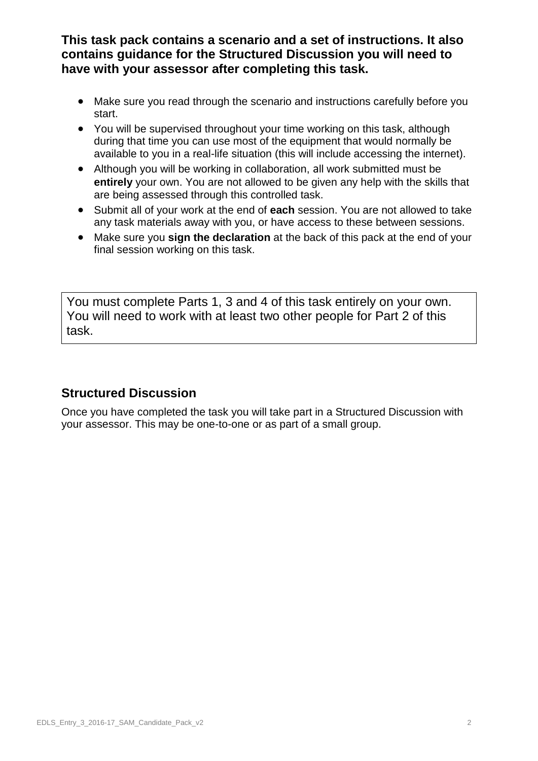**This task pack contains a scenario and a set of instructions. It also contains guidance for the Structured Discussion you will need to have with your assessor after completing this task.**

- Make sure you read through the scenario and instructions carefully before you start.
- You will be supervised throughout your time working on this task, although during that time you can use most of the equipment that would normally be available to you in a real-life situation (this will include accessing the internet).
- Although you will be working in collaboration, all work submitted must be **entirely** your own. You are not allowed to be given any help with the skills that are being assessed through this controlled task.
- Submit all of your work at the end of **each** session. You are not allowed to take any task materials away with you, or have access to these between sessions.
- Make sure you **sign the declaration** at the back of this pack at the end of your final session working on this task.

You must complete Parts 1, 3 and 4 of this task entirely on your own. You will need to work with at least two other people for Part 2 of this task.

## Structured Discussion

Once you have completed the task you will take part in a Structured Discussion with your assessor. This may be one-to-one or as part of a small group.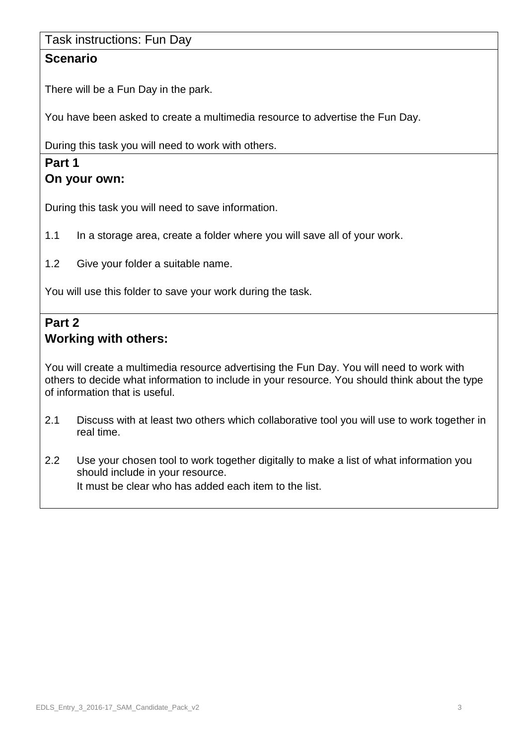Task instructions: Fun Day

## Scenario

There will be a Fun Day in the park.

You have been asked to create a multimedia resource to advertise the Fun Day.

During this task you will need to work with others.

## Part 1
## On your own:

During this task you will need to save information.

1.1 In a storage area, create a folder where you will save all of your work.

1.2 Give your folder a suitable name.

You will use this folder to save your work during the task.

## Part 2
## Working with others:

You will create a multimedia resource advertising the Fun Day. You will need to work with others to decide what information to include in your resource. You should think about the type of information that is useful.

2.1 Discuss with at least two others which collaborative tool you will use to work together in real time.

2.2 Use your chosen tool to work together digitally to make a list of what information you should include in your resource.
It must be clear who has added each item to the list.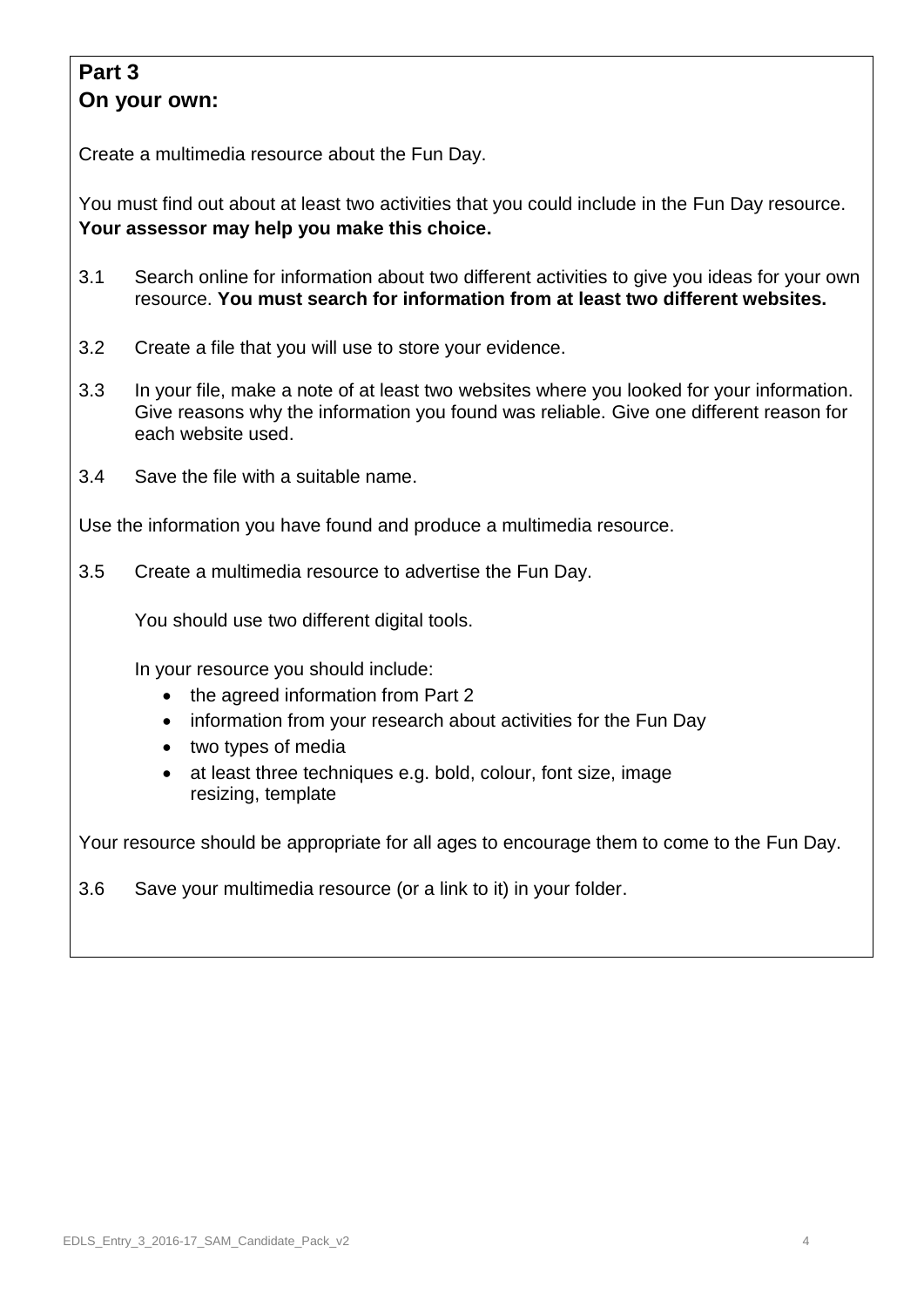## Part 3
## On your own:

Create a multimedia resource about the Fun Day.

You must find out about at least two activities that you could include in the Fun Day resource. **Your assessor may help you make this choice.**

3.1 Search online for information about two different activities to give you ideas for your own resource. **You must search for information from at least two different websites.**

3.2 Create a file that you will use to store your evidence.

3.3 In your file, make a note of at least two websites where you looked for your information. Give reasons why the information you found was reliable. Give one different reason for each website used.

3.4 Save the file with a suitable name.

Use the information you have found and produce a multimedia resource.

3.5 Create a multimedia resource to advertise the Fun Day.

You should use two different digital tools.

In your resource you should include:

- the agreed information from Part 2
- information from your research about activities for the Fun Day
- two types of media
- at least three techniques e.g. bold, colour, font size, image resizing, template

Your resource should be appropriate for all ages to encourage them to come to the Fun Day.

3.6 Save your multimedia resource (or a link to it) in your folder.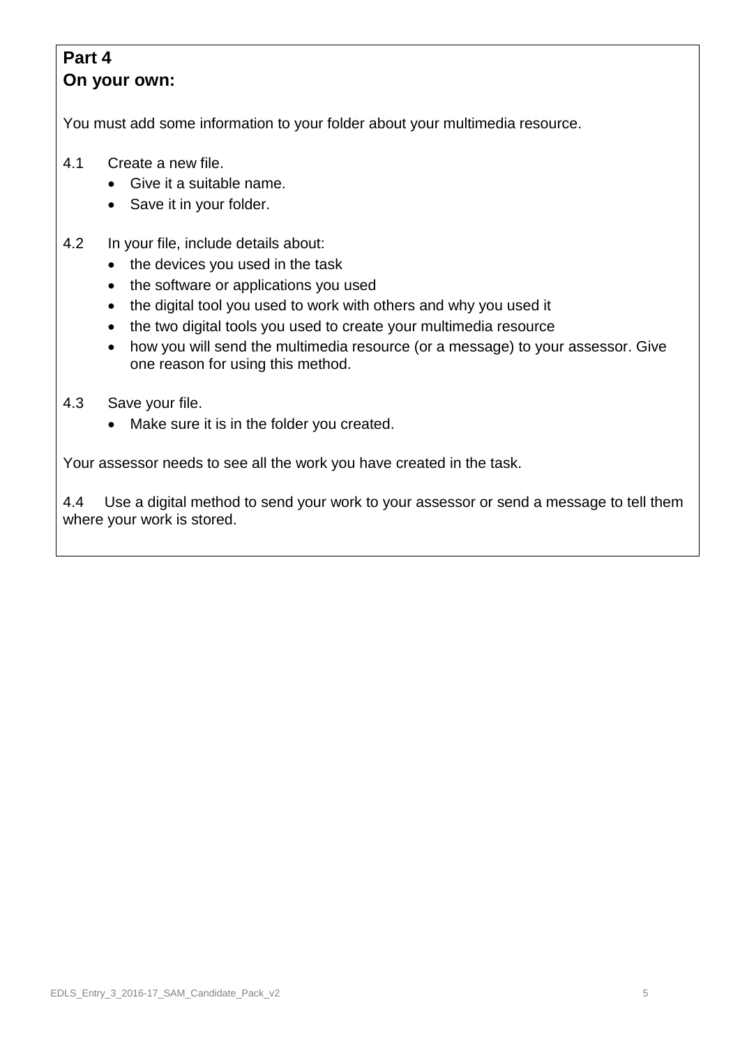**Part 4**
**On your own:**

You must add some information to your folder about your multimedia resource.

4.1 Create a new file.

- Give it a suitable name.
- Save it in your folder.

4.2 In your file, include details about:

- the devices you used in the task
- the software or applications you used
- the digital tool you used to work with others and why you used it
- the two digital tools you used to create your multimedia resource
- how you will send the multimedia resource (or a message) to your assessor. Give one reason for using this method.

4.3 Save your file.

- Make sure it is in the folder you created.

Your assessor needs to see all the work you have created in the task.

4.4 Use a digital method to send your work to your assessor or send a message to tell them where your work is stored.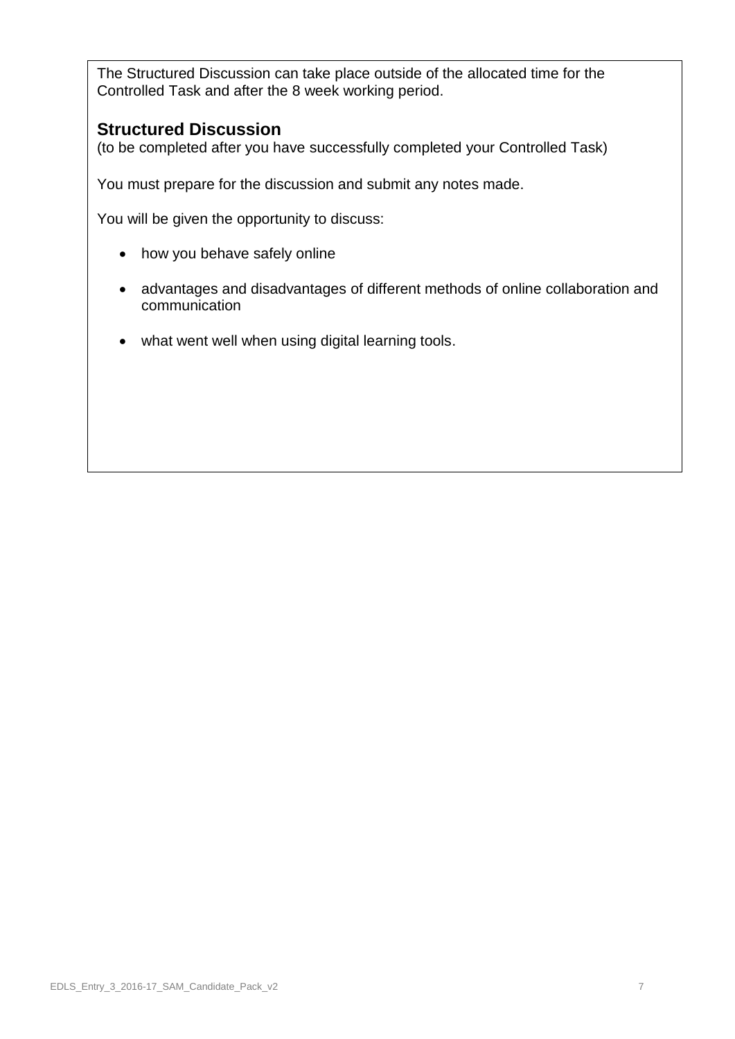The Structured Discussion can take place outside of the allocated time for the Controlled Task and after the 8 week working period.

## Structured Discussion

(to be completed after you have successfully completed your Controlled Task)

You must prepare for the discussion and submit any notes made.

You will be given the opportunity to discuss:

- how you behave safely online
- advantages and disadvantages of different methods of online collaboration and communication
- what went well when using digital learning tools.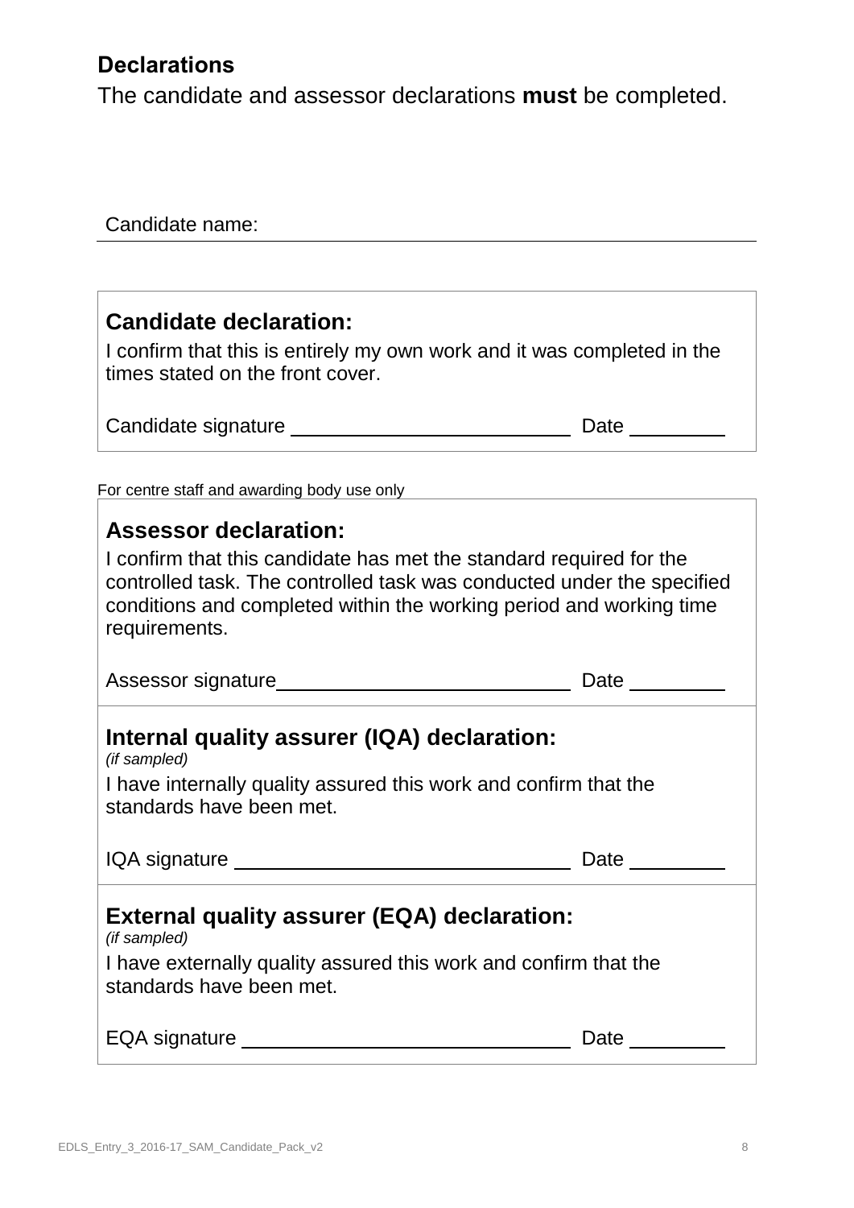## Declarations

The candidate and assessor declarations **must** be completed.

Candidate name: ______________________________________________

### Candidate declaration:

I confirm that this is entirely my own work and it was completed in the times stated on the front cover.

Candidate signature ________________________ Date __________

For centre staff and awarding body use only

### Assessor declaration:

I confirm that this candidate has met the standard required for the controlled task. The controlled task was conducted under the specified conditions and completed within the working period and working time requirements.

Assessor signature ________________________ Date __________

### Internal quality assurer (IQA) declaration:

*(if sampled)*

I have internally quality assured this work and confirm that the standards have been met.

IQA signature ________________________ Date __________

### External quality assurer (EQA) declaration:

*(if sampled)*

I have externally quality assured this work and confirm that the standards have been met.

EQA signature ________________________ Date __________